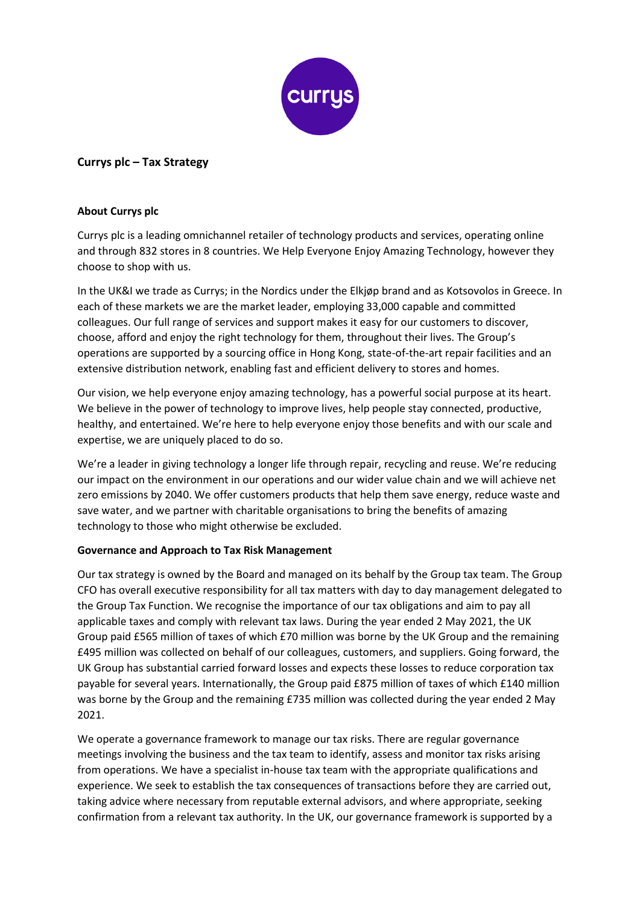## Currys plc – Tax Strategy

### About Currys plc

Currys plc is a leading omnichannel retailer of technology products and services, operating online and through 832 stores in 8 countries. We Help Everyone Enjoy Amazing Technology, however they choose to shop with us.

In the UK&I we trade as Currys; in the Nordics under the Elkjøp brand and as Kotsovolos in Greece. In each of these markets we are the market leader, employing 33,000 capable and committed colleagues. Our full range of services and support makes it easy for our customers to discover, choose, afford and enjoy the right technology for them, throughout their lives. The Group's operations are supported by a sourcing office in Hong Kong, state-of-the-art repair facilities and an extensive distribution network, enabling fast and efficient delivery to stores and homes.

Our vision, we help everyone enjoy amazing technology, has a powerful social purpose at its heart. We believe in the power of technology to improve lives, help people stay connected, productive, healthy, and entertained. We're here to help everyone enjoy those benefits and with our scale and expertise, we are uniquely placed to do so.

We're a leader in giving technology a longer life through repair, recycling and reuse. We're reducing our impact on the environment in our operations and our wider value chain and we will achieve net zero emissions by 2040. We offer customers products that help them save energy, reduce waste and save water, and we partner with charitable organisations to bring the benefits of amazing technology to those who might otherwise be excluded.

### Governance and Approach to Tax Risk Management

Our tax strategy is owned by the Board and managed on its behalf by the Group tax team. The Group CFO has overall executive responsibility for all tax matters with day to day management delegated to the Group Tax Function. We recognise the importance of our tax obligations and aim to pay all applicable taxes and comply with relevant tax laws. During the year ended 2 May 2021, the UK Group paid £565 million of taxes of which £70 million was borne by the UK Group and the remaining £495 million was collected on behalf of our colleagues, customers, and suppliers. Going forward, the UK Group has substantial carried forward losses and expects these losses to reduce corporation tax payable for several years. Internationally, the Group paid £875 million of taxes of which £140 million was borne by the Group and the remaining £735 million was collected during the year ended 2 May 2021.

We operate a governance framework to manage our tax risks. There are regular governance meetings involving the business and the tax team to identify, assess and monitor tax risks arising from operations. We have a specialist in-house tax team with the appropriate qualifications and experience. We seek to establish the tax consequences of transactions before they are carried out, taking advice where necessary from reputable external advisors, and where appropriate, seeking confirmation from a relevant tax authority. In the UK, our governance framework is supported by a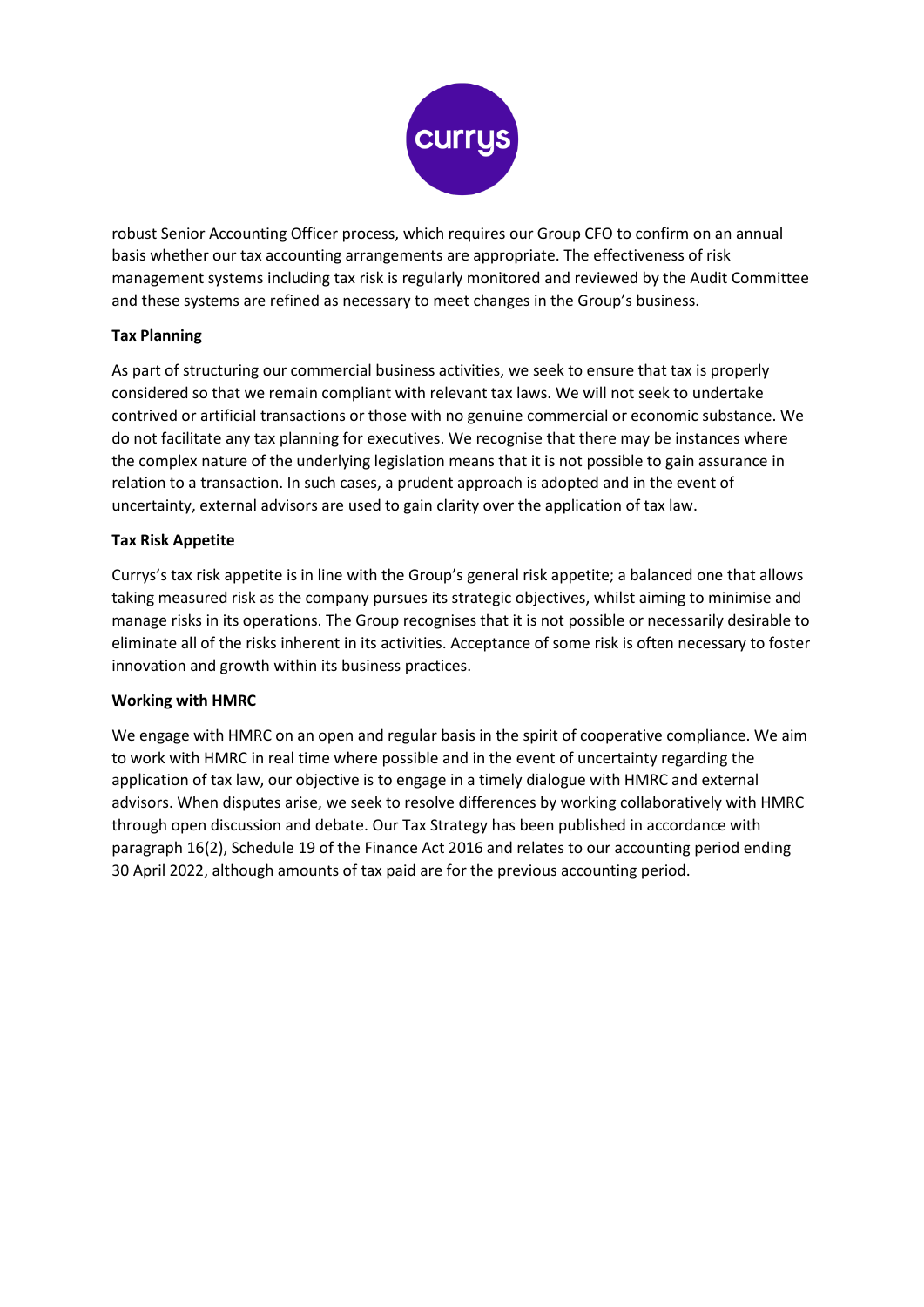robust Senior Accounting Officer process, which requires our Group CFO to confirm on an annual basis whether our tax accounting arrangements are appropriate. The effectiveness of risk management systems including tax risk is regularly monitored and reviewed by the Audit Committee and these systems are refined as necessary to meet changes in the Group's business.

**Tax Planning**

As part of structuring our commercial business activities, we seek to ensure that tax is properly considered so that we remain compliant with relevant tax laws. We will not seek to undertake contrived or artificial transactions or those with no genuine commercial or economic substance. We do not facilitate any tax planning for executives. We recognise that there may be instances where the complex nature of the underlying legislation means that it is not possible to gain assurance in relation to a transaction. In such cases, a prudent approach is adopted and in the event of uncertainty, external advisors are used to gain clarity over the application of tax law.

**Tax Risk Appetite**

Currys's tax risk appetite is in line with the Group's general risk appetite; a balanced one that allows taking measured risk as the company pursues its strategic objectives, whilst aiming to minimise and manage risks in its operations. The Group recognises that it is not possible or necessarily desirable to eliminate all of the risks inherent in its activities. Acceptance of some risk is often necessary to foster innovation and growth within its business practices.

**Working with HMRC**

We engage with HMRC on an open and regular basis in the spirit of cooperative compliance. We aim to work with HMRC in real time where possible and in the event of uncertainty regarding the application of tax law, our objective is to engage in a timely dialogue with HMRC and external advisors. When disputes arise, we seek to resolve differences by working collaboratively with HMRC through open discussion and debate. Our Tax Strategy has been published in accordance with paragraph 16(2), Schedule 19 of the Finance Act 2016 and relates to our accounting period ending 30 April 2022, although amounts of tax paid are for the previous accounting period.